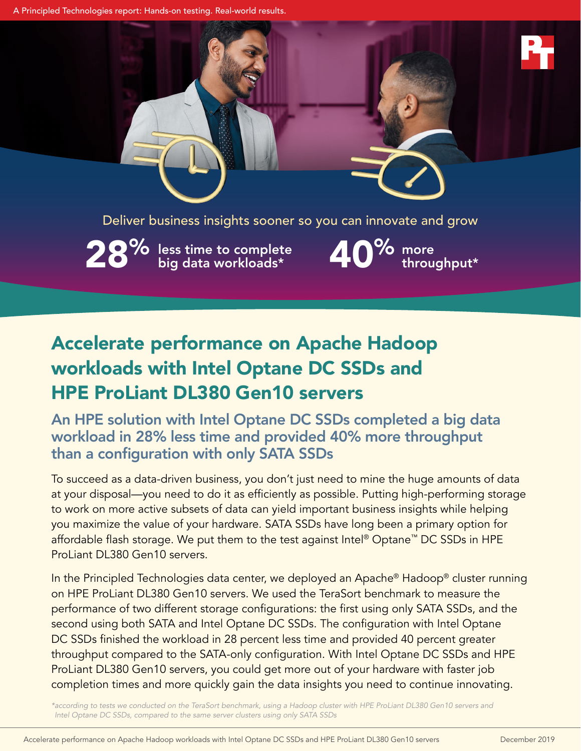A Principled Technologies report: Hands-on testing. Real-world results.

Deliver business insights sooner so you can innovate and grow

**28%** less time to complete big data workloads*

**40%** more throughput*

# Accelerate performance on Apache Hadoop workloads with Intel Optane DC SSDs and HPE ProLiant DL380 Gen10 servers

## An HPE solution with Intel Optane DC SSDs completed a big data workload in 28% less time and provided 40% more throughput than a configuration with only SATA SSDs

To succeed as a data-driven business, you don't just need to mine the huge amounts of data at your disposal—you need to do it as efficiently as possible. Putting high-performing storage to work on more active subsets of data can yield important business insights while helping you maximize the value of your hardware. SATA SSDs have long been a primary option for affordable flash storage. We put them to the test against Intel® Optane™ DC SSDs in HPE ProLiant DL380 Gen10 servers.

In the Principled Technologies data center, we deployed an Apache® Hadoop® cluster running on HPE ProLiant DL380 Gen10 servers. We used the TeraSort benchmark to measure the performance of two different storage configurations: the first using only SATA SSDs, and the second using both SATA and Intel Optane DC SSDs. The configuration with Intel Optane DC SSDs finished the workload in 28 percent less time and provided 40 percent greater throughput compared to the SATA-only configuration. With Intel Optane DC SSDs and HPE ProLiant DL380 Gen10 servers, you could get more out of your hardware with faster job completion times and more quickly gain the data insights you need to continue innovating.

*\*according to tests we conducted on the TeraSort benchmark, using a Hadoop cluster with HPE ProLiant DL380 Gen10 servers and Intel Optane DC SSDs, compared to the same server clusters using only SATA SSDs*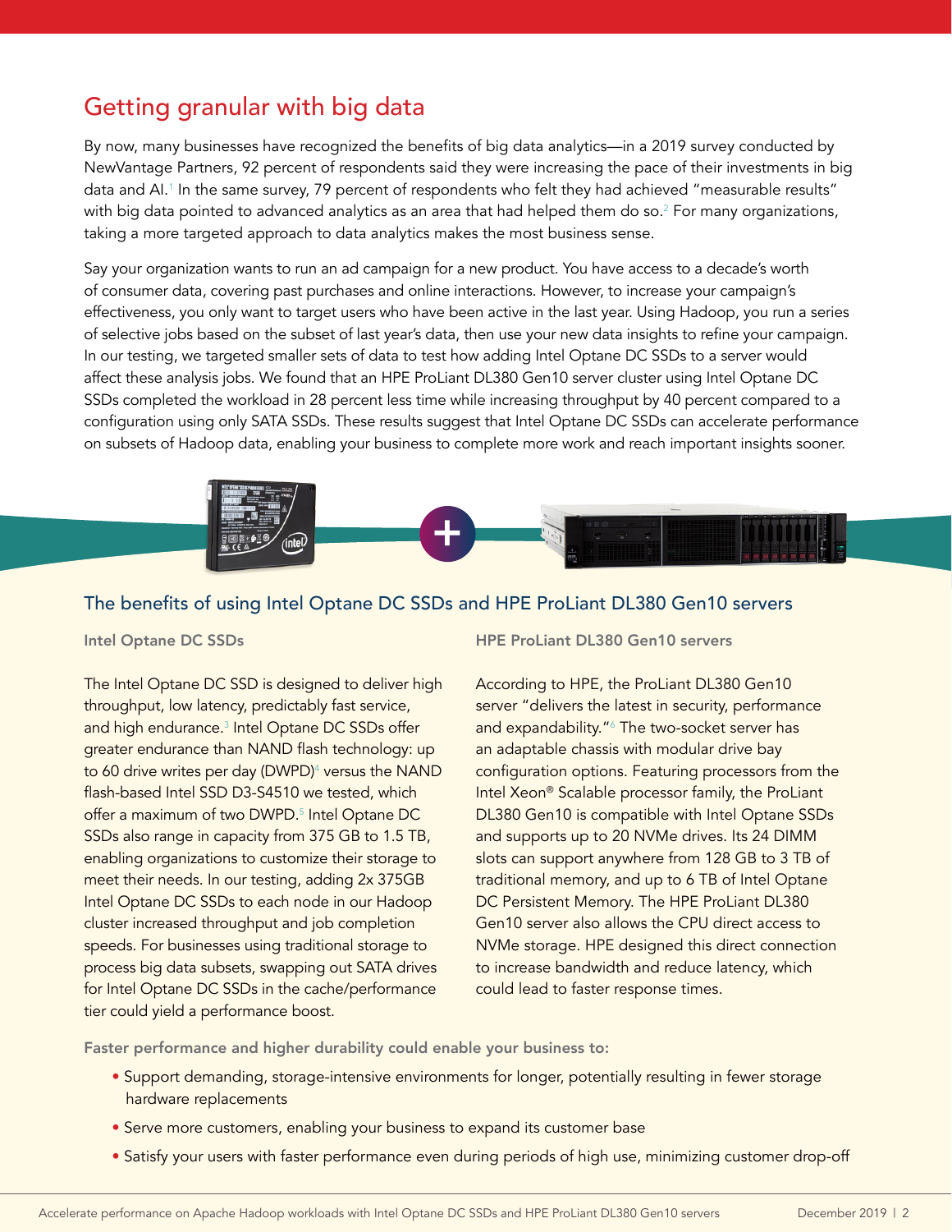## Getting granular with big data

By now, many businesses have recognized the benefits of big data analytics—in a 2019 survey conducted by NewVantage Partners, 92 percent of respondents said they were increasing the pace of their investments in big data and AI.[1] In the same survey, 79 percent of respondents who felt they had achieved "measurable results" with big data pointed to advanced analytics as an area that had helped them do so.[2] For many organizations, taking a more targeted approach to data analytics makes the most business sense.

Say your organization wants to run an ad campaign for a new product. You have access to a decade's worth of consumer data, covering past purchases and online interactions. However, to increase your campaign's effectiveness, you only want to target users who have been active in the last year. Using Hadoop, you run a series of selective jobs based on the subset of last year's data, then use your new data insights to refine your campaign. In our testing, we targeted smaller sets of data to test how adding Intel Optane DC SSDs to a server would affect these analysis jobs. We found that an HPE ProLiant DL380 Gen10 server cluster using Intel Optane DC SSDs completed the workload in 28 percent less time while increasing throughput by 40 percent compared to a configuration using only SATA SSDs. These results suggest that Intel Optane DC SSDs can accelerate performance on subsets of Hadoop data, enabling your business to complete more work and reach important insights sooner.

### The benefits of using Intel Optane DC SSDs and HPE ProLiant DL380 Gen10 servers

#### Intel Optane DC SSDs

The Intel Optane DC SSD is designed to deliver high throughput, low latency, predictably fast service, and high endurance.[3] Intel Optane DC SSDs offer greater endurance than NAND flash technology: up to 60 drive writes per day (DWPD)[4] versus the NAND flash-based Intel SSD D3-S4510 we tested, which offer a maximum of two DWPD.[5] Intel Optane DC SSDs also range in capacity from 375 GB to 1.5 TB, enabling organizations to customize their storage to meet their needs. In our testing, adding 2x 375GB Intel Optane DC SSDs to each node in our Hadoop cluster increased throughput and job completion speeds. For businesses using traditional storage to process big data subsets, swapping out SATA drives for Intel Optane DC SSDs in the cache/performance tier could yield a performance boost.

#### HPE ProLiant DL380 Gen10 servers

According to HPE, the ProLiant DL380 Gen10 server "delivers the latest in security, performance and expandability."[6] The two-socket server has an adaptable chassis with modular drive bay configuration options. Featuring processors from the Intel Xeon® Scalable processor family, the ProLiant DL380 Gen10 is compatible with Intel Optane SSDs and supports up to 20 NVMe drives. Its 24 DIMM slots can support anywhere from 128 GB to 3 TB of traditional memory, and up to 6 TB of Intel Optane DC Persistent Memory. The HPE ProLiant DL380 Gen10 server also allows the CPU direct access to NVMe storage. HPE designed this direct connection to increase bandwidth and reduce latency, which could lead to faster response times.

#### Faster performance and higher durability could enable your business to:

- Support demanding, storage-intensive environments for longer, potentially resulting in fewer storage hardware replacements
- Serve more customers, enabling your business to expand its customer base
- Satisfy your users with faster performance even during periods of high use, minimizing customer drop-off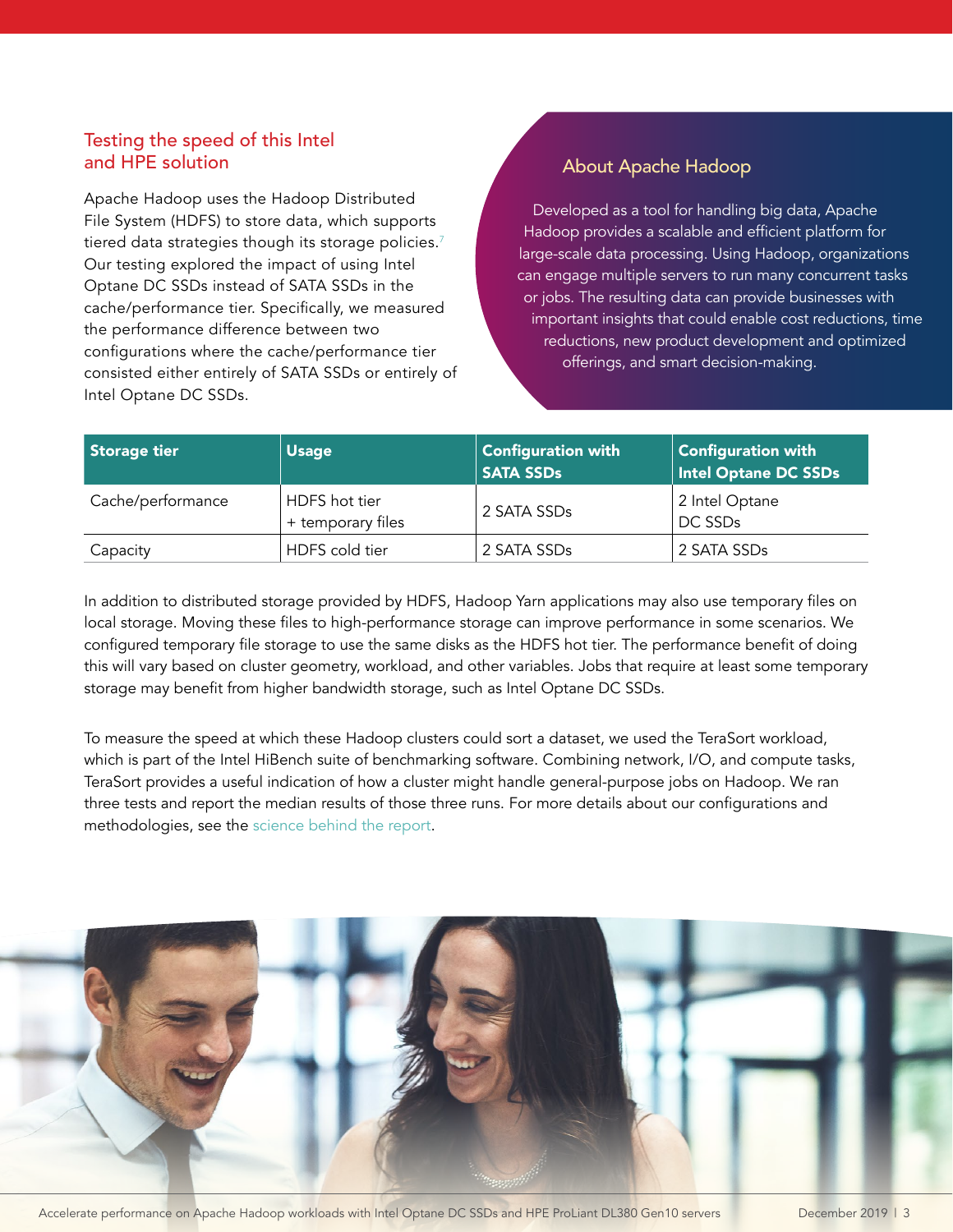## Testing the speed of this Intel and HPE solution

Apache Hadoop uses the Hadoop Distributed File System (HDFS) to store data, which supports tiered data strategies though its storage policies.[7] Our testing explored the impact of using Intel Optane DC SSDs instead of SATA SSDs in the cache/performance tier. Specifically, we measured the performance difference between two configurations where the cache/performance tier consisted either entirely of SATA SSDs or entirely of Intel Optane DC SSDs.

### About Apache Hadoop

Developed as a tool for handling big data, Apache Hadoop provides a scalable and efficient platform for large-scale data processing. Using Hadoop, organizations can engage multiple servers to run many concurrent tasks or jobs. The resulting data can provide businesses with important insights that could enable cost reductions, time reductions, new product development and optimized offerings, and smart decision-making.

| Storage tier | Usage | Configuration with SATA SSDs | Configuration with Intel Optane DC SSDs |
|---|---|---|---|
| Cache/performance | HDFS hot tier + temporary files | 2 SATA SSDs | 2 Intel Optane DC SSDs |
| Capacity | HDFS cold tier | 2 SATA SSDs | 2 SATA SSDs |

In addition to distributed storage provided by HDFS, Hadoop Yarn applications may also use temporary files on local storage. Moving these files to high-performance storage can improve performance in some scenarios. We configured temporary file storage to use the same disks as the HDFS hot tier. The performance benefit of doing this will vary based on cluster geometry, workload, and other variables. Jobs that require at least some temporary storage may benefit from higher bandwidth storage, such as Intel Optane DC SSDs.

To measure the speed at which these Hadoop clusters could sort a dataset, we used the TeraSort workload, which is part of the Intel HiBench suite of benchmarking software. Combining network, I/O, and compute tasks, TeraSort provides a useful indication of how a cluster might handle general-purpose jobs on Hadoop. We ran three tests and report the median results of those three runs. For more details about our configurations and methodologies, see the science behind the report.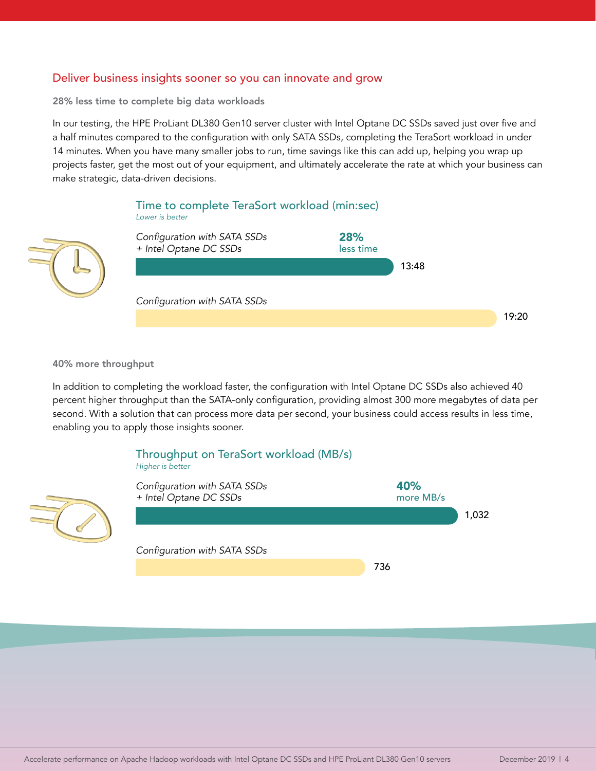## Deliver business insights sooner so you can innovate and grow

### 28% less time to complete big data workloads

In our testing, the HPE ProLiant DL380 Gen10 server cluster with Intel Optane DC SSDs saved just over five and a half minutes compared to the configuration with only SATA SSDs, completing the TeraSort workload in under 14 minutes. When you have many smaller jobs to run, time savings like this can add up, helping you wrap up projects faster, get the most out of your equipment, and ultimately accelerate the rate at which your business can make strategic, data-driven decisions.

**Time to complete TeraSort workload (min:sec)**
*Lower is better*

*Configuration with SATA SSDs + Intel Optane DC SSDs* — 13:48 (**28%** less time)

*Configuration with SATA SSDs* — 19:20

### 40% more throughput

In addition to completing the workload faster, the configuration with Intel Optane DC SSDs also achieved 40 percent higher throughput than the SATA-only configuration, providing almost 300 more megabytes of data per second. With a solution that can process more data per second, your business could access results in less time, enabling you to apply those insights sooner.

**Throughput on TeraSort workload (MB/s)**
*Higher is better*

*Configuration with SATA SSDs + Intel Optane DC SSDs* — 1,032 (**40%** more MB/s)

*Configuration with SATA SSDs* — 736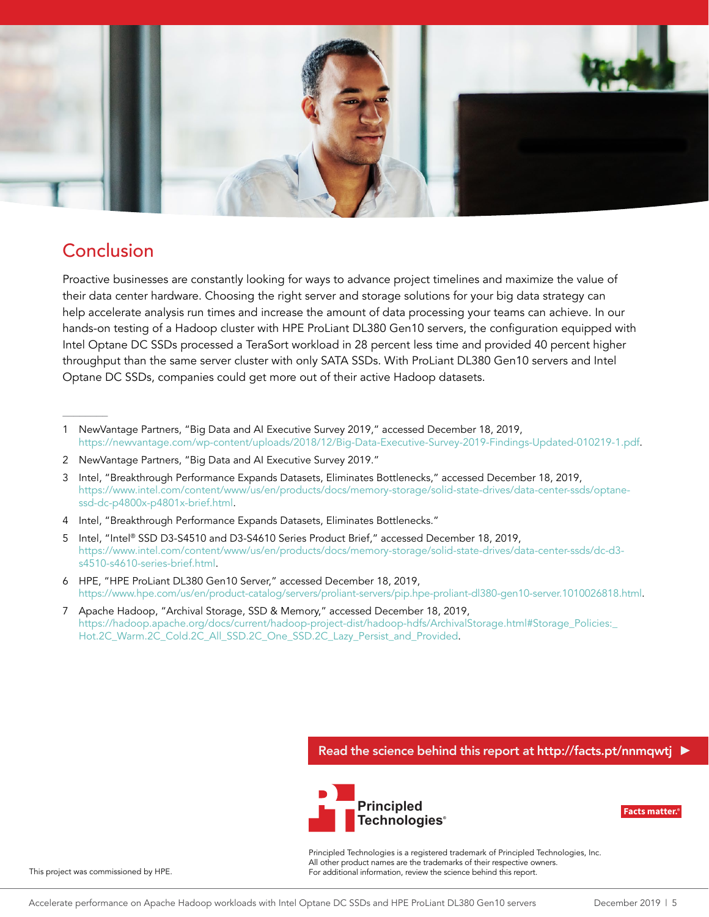## Conclusion

Proactive businesses are constantly looking for ways to advance project timelines and maximize the value of their data center hardware. Choosing the right server and storage solutions for your big data strategy can help accelerate analysis run times and increase the amount of data processing your teams can achieve. In our hands-on testing of a Hadoop cluster with HPE ProLiant DL380 Gen10 servers, the configuration equipped with Intel Optane DC SSDs processed a TeraSort workload in 28 percent less time and provided 40 percent higher throughput than the same server cluster with only SATA SSDs. With ProLiant DL380 Gen10 servers and Intel Optane DC SSDs, companies could get more out of their active Hadoop datasets.

---

1 NewVantage Partners, "Big Data and AI Executive Survey 2019," accessed December 18, 2019, https://newvantage.com/wp-content/uploads/2018/12/Big-Data-Executive-Survey-2019-Findings-Updated-010219-1.pdf.

2 NewVantage Partners, "Big Data and AI Executive Survey 2019."

3 Intel, "Breakthrough Performance Expands Datasets, Eliminates Bottlenecks," accessed December 18, 2019, https://www.intel.com/content/www/us/en/products/docs/memory-storage/solid-state-drives/data-center-ssds/optane-ssd-dc-p4800x-p4801x-brief.html.

4 Intel, "Breakthrough Performance Expands Datasets, Eliminates Bottlenecks."

5 Intel, "Intel® SSD D3-S4510 and D3-S4610 Series Product Brief," accessed December 18, 2019, https://www.intel.com/content/www/us/en/products/docs/memory-storage/solid-state-drives/data-center-ssds/dc-d3-s4510-s4610-series-brief.html.

6 HPE, "HPE ProLiant DL380 Gen10 Server," accessed December 18, 2019, https://www.hpe.com/us/en/product-catalog/servers/proliant-servers/pip.hpe-proliant-dl380-gen10-server.1010026818.html.

7 Apache Hadoop, "Archival Storage, SSD & Memory," accessed December 18, 2019, https://hadoop.apache.org/docs/current/hadoop-project-dist/hadoop-hdfs/ArchivalStorage.html#Storage_Policies:_Hot.2C_Warm.2C_Cold.2C_All_SSD.2C_One_SSD.2C_Lazy_Persist_and_Provided.

**Read the science behind this report at http://facts.pt/nnmqwtj ►**

Principled Technologies®

Facts matter.®

This project was commissioned by HPE.

Principled Technologies is a registered trademark of Principled Technologies, Inc.
All other product names are the trademarks of their respective owners.
For additional information, review the science behind this report.